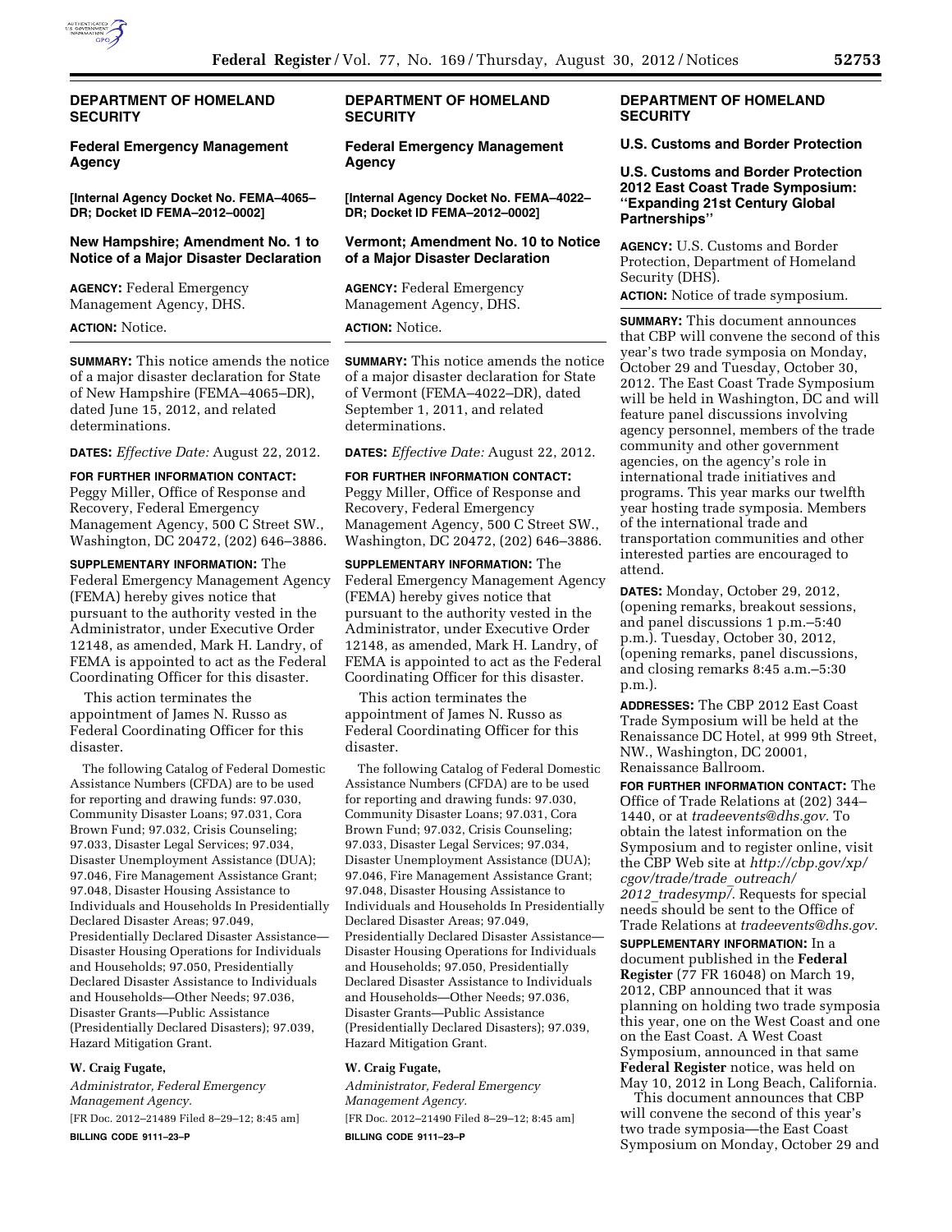## DEPARTMENT OF HOMELAND SECURITY

### Federal Emergency Management Agency

**[Internal Agency Docket No. FEMA–4065–DR; Docket ID FEMA–2012–0002]**

### New Hampshire; Amendment No. 1 to Notice of a Major Disaster Declaration

**AGENCY:** Federal Emergency Management Agency, DHS.

**ACTION:** Notice.

**SUMMARY:** This notice amends the notice of a major disaster declaration for State of New Hampshire (FEMA–4065–DR), dated June 15, 2012, and related determinations.

**DATES:** *Effective Date:* August 22, 2012.

**FOR FURTHER INFORMATION CONTACT:** Peggy Miller, Office of Response and Recovery, Federal Emergency Management Agency, 500 C Street SW., Washington, DC 20472, (202) 646–3886.

**SUPPLEMENTARY INFORMATION:** The Federal Emergency Management Agency (FEMA) hereby gives notice that pursuant to the authority vested in the Administrator, under Executive Order 12148, as amended, Mark H. Landry, of FEMA is appointed to act as the Federal Coordinating Officer for this disaster.

This action terminates the appointment of James N. Russo as Federal Coordinating Officer for this disaster.

The following Catalog of Federal Domestic Assistance Numbers (CFDA) are to be used for reporting and drawing funds: 97.030, Community Disaster Loans; 97.031, Cora Brown Fund; 97.032, Crisis Counseling; 97.033, Disaster Legal Services; 97.034, Disaster Unemployment Assistance (DUA); 97.046, Fire Management Assistance Grant; 97.048, Disaster Housing Assistance to Individuals and Households In Presidentially Declared Disaster Areas; 97.049, Presidentially Declared Disaster Assistance—Disaster Housing Operations for Individuals and Households; 97.050, Presidentially Declared Disaster Assistance to Individuals and Households—Other Needs; 97.036, Disaster Grants—Public Assistance (Presidentially Declared Disasters); 97.039, Hazard Mitigation Grant.

**W. Craig Fugate,**

*Administrator, Federal Emergency Management Agency.*

[FR Doc. 2012–21489 Filed 8–29–12; 8:45 am]

**BILLING CODE 9111–23–P**

## DEPARTMENT OF HOMELAND SECURITY

### Federal Emergency Management Agency

**[Internal Agency Docket No. FEMA–4022–DR; Docket ID FEMA–2012–0002]**

### Vermont; Amendment No. 10 to Notice of a Major Disaster Declaration

**AGENCY:** Federal Emergency Management Agency, DHS.

**ACTION:** Notice.

**SUMMARY:** This notice amends the notice of a major disaster declaration for State of Vermont (FEMA–4022–DR), dated September 1, 2011, and related determinations.

**DATES:** *Effective Date:* August 22, 2012.

**FOR FURTHER INFORMATION CONTACT:** Peggy Miller, Office of Response and Recovery, Federal Emergency Management Agency, 500 C Street SW., Washington, DC 20472, (202) 646–3886.

**SUPPLEMENTARY INFORMATION:** The Federal Emergency Management Agency (FEMA) hereby gives notice that pursuant to the authority vested in the Administrator, under Executive Order 12148, as amended, Mark H. Landry, of FEMA is appointed to act as the Federal Coordinating Officer for this disaster.

This action terminates the appointment of James N. Russo as Federal Coordinating Officer for this disaster.

The following Catalog of Federal Domestic Assistance Numbers (CFDA) are to be used for reporting and drawing funds: 97.030, Community Disaster Loans; 97.031, Cora Brown Fund; 97.032, Crisis Counseling; 97.033, Disaster Legal Services; 97.034, Disaster Unemployment Assistance (DUA); 97.046, Fire Management Assistance Grant; 97.048, Disaster Housing Assistance to Individuals and Households In Presidentially Declared Disaster Areas; 97.049, Presidentially Declared Disaster Assistance—Disaster Housing Operations for Individuals and Households; 97.050, Presidentially Declared Disaster Assistance to Individuals and Households—Other Needs; 97.036, Disaster Grants—Public Assistance (Presidentially Declared Disasters); 97.039, Hazard Mitigation Grant.

**W. Craig Fugate,**

*Administrator, Federal Emergency Management Agency.*

[FR Doc. 2012–21490 Filed 8–29–12; 8:45 am]

**BILLING CODE 9111–23–P**

## DEPARTMENT OF HOMELAND SECURITY

### U.S. Customs and Border Protection

### U.S. Customs and Border Protection 2012 East Coast Trade Symposium: "Expanding 21st Century Global Partnerships"

**AGENCY:** U.S. Customs and Border Protection, Department of Homeland Security (DHS).

**ACTION:** Notice of trade symposium.

**SUMMARY:** This document announces that CBP will convene the second of this year's two trade symposia on Monday, October 29 and Tuesday, October 30, 2012. The East Coast Trade Symposium will be held in Washington, DC and will feature panel discussions involving agency personnel, members of the trade community and other government agencies, on the agency's role in international trade initiatives and programs. This year marks our twelfth year hosting trade symposia. Members of the international trade and transportation communities and other interested parties are encouraged to attend.

**DATES:** Monday, October 29, 2012, (opening remarks, breakout sessions, and panel discussions 1 p.m.–5:40 p.m.). Tuesday, October 30, 2012, (opening remarks, panel discussions, and closing remarks 8:45 a.m.–5:30 p.m.).

**ADDRESSES:** The CBP 2012 East Coast Trade Symposium will be held at the Renaissance DC Hotel, at 999 9th Street, NW., Washington, DC 20001, Renaissance Ballroom.

**FOR FURTHER INFORMATION CONTACT:** The Office of Trade Relations at (202) 344–1440, or at *tradeevents@dhs.gov.* To obtain the latest information on the Symposium and to register online, visit the CBP Web site at *http://cbp.gov/xp/cgov/trade/trade_outreach/2012_tradesymp/.* Requests for special needs should be sent to the Office of Trade Relations at *tradeevents@dhs.gov.*

**SUPPLEMENTARY INFORMATION:** In a document published in the **Federal Register** (77 FR 16048) on March 19, 2012, CBP announced that it was planning on holding two trade symposia this year, one on the West Coast and one on the East Coast. A West Coast Symposium, announced in that same **Federal Register** notice, was held on May 10, 2012 in Long Beach, California.

This document announces that CBP will convene the second of this year's two trade symposia—the East Coast Symposium on Monday, October 29 and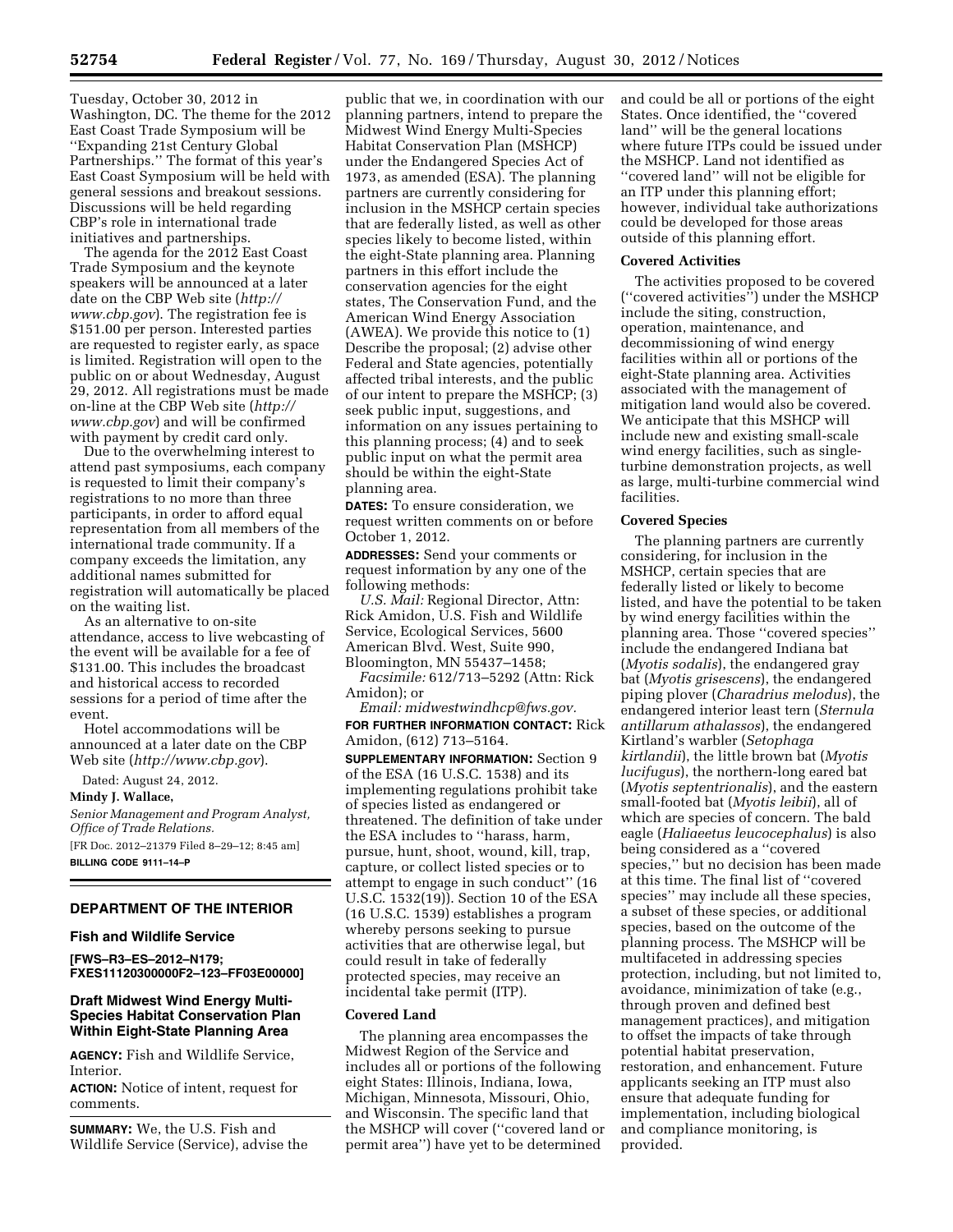Tuesday, October 30, 2012 in Washington, DC. The theme for the 2012 East Coast Trade Symposium will be ''Expanding 21st Century Global Partnerships.'' The format of this year's East Coast Symposium will be held with general sessions and breakout sessions. Discussions will be held regarding CBP's role in international trade initiatives and partnerships.

The agenda for the 2012 East Coast Trade Symposium and the keynote speakers will be announced at a later date on the CBP Web site (*http://www.cbp.gov*). The registration fee is $151.00 per person. Interested parties are requested to register early, as space is limited. Registration will open to the public on or about Wednesday, August 29, 2012. All registrations must be made on-line at the CBP Web site (*http://www.cbp.gov*) and will be confirmed with payment by credit card only.

Due to the overwhelming interest to attend past symposiums, each company is requested to limit their company's registrations to no more than three participants, in order to afford equal representation from all members of the international trade community. If a company exceeds the limitation, any additional names submitted for registration will automatically be placed on the waiting list.

As an alternative to on-site attendance, access to live webcasting of the event will be available for a fee of $131.00. This includes the broadcast and historical access to recorded sessions for a period of time after the event.

Hotel accommodations will be announced at a later date on the CBP Web site (*http://www.cbp.gov*).

Dated: August 24, 2012.

**Mindy J. Wallace,**

*Senior Management and Program Analyst, Office of Trade Relations.*

[FR Doc. 2012–21379 Filed 8–29–12; 8:45 am]

**BILLING CODE 9111–14–P**

## DEPARTMENT OF THE INTERIOR

### Fish and Wildlife Service

**[FWS–R3–ES–2012–N179; FXES11120300000F2–123–FF03E00000]**

### Draft Midwest Wind Energy Multi-Species Habitat Conservation Plan Within Eight-State Planning Area

**AGENCY:** Fish and Wildlife Service, Interior.

**ACTION:** Notice of intent, request for comments.

**SUMMARY:** We, the U.S. Fish and Wildlife Service (Service), advise the public that we, in coordination with our planning partners, intend to prepare the Midwest Wind Energy Multi-Species Habitat Conservation Plan (MSHCP) under the Endangered Species Act of 1973, as amended (ESA). The planning partners are currently considering for inclusion in the MSHCP certain species that are federally listed, as well as other species likely to become listed, within the eight-State planning area. Planning partners in this effort include the conservation agencies for the eight states, The Conservation Fund, and the American Wind Energy Association (AWEA). We provide this notice to (1) Describe the proposal; (2) advise other Federal and State agencies, potentially affected tribal interests, and the public of our intent to prepare the MSHCP; (3) seek public input, suggestions, and information on any issues pertaining to this planning process; (4) and to seek public input on what the permit area should be within the eight-State planning area.

**DATES:** To ensure consideration, we request written comments on or before October 1, 2012.

**ADDRESSES:** Send your comments or request information by any one of the following methods:

*U.S. Mail:* Regional Director, Attn: Rick Amidon, U.S. Fish and Wildlife Service, Ecological Services, 5600 American Blvd. West, Suite 990, Bloomington, MN 55437–1458;

*Facsimile:* 612/713–5292 (Attn: Rick Amidon); or

*Email: midwestwindhcp@fws.gov.*

**FOR FURTHER INFORMATION CONTACT:** Rick Amidon, (612) 713–5164.

**SUPPLEMENTARY INFORMATION:** Section 9 of the ESA (16 U.S.C. 1538) and its implementing regulations prohibit take of species listed as endangered or threatened. The definition of take under the ESA includes to ''harass, harm, pursue, hunt, shoot, wound, kill, trap, capture, or collect listed species or to attempt to engage in such conduct'' (16 U.S.C. 1532(19)). Section 10 of the ESA (16 U.S.C. 1539) establishes a program whereby persons seeking to pursue activities that are otherwise legal, but could result in take of federally protected species, may receive an incidental take permit (ITP).

#### Covered Land

The planning area encompasses the Midwest Region of the Service and includes all or portions of the following eight States: Illinois, Indiana, Iowa, Michigan, Minnesota, Missouri, Ohio, and Wisconsin. The specific land that the MSHCP will cover (''covered land or permit area'') have yet to be determined and could be all or portions of the eight States. Once identified, the ''covered land'' will be the general locations where future ITPs could be issued under the MSHCP. Land not identified as ''covered land'' will not be eligible for an ITP under this planning effort; however, individual take authorizations could be developed for those areas outside of this planning effort.

#### Covered Activities

The activities proposed to be covered (''covered activities'') under the MSHCP include the siting, construction, operation, maintenance, and decommissioning of wind energy facilities within all or portions of the eight-State planning area. Activities associated with the management of mitigation land would also be covered. We anticipate that this MSHCP will include new and existing small-scale wind energy facilities, such as single-turbine demonstration projects, as well as large, multi-turbine commercial wind facilities.

#### Covered Species

The planning partners are currently considering, for inclusion in the MSHCP, certain species that are federally listed or likely to become listed, and have the potential to be taken by wind energy facilities within the planning area. Those ''covered species'' include the endangered Indiana bat (*Myotis sodalis*), the endangered gray bat (*Myotis grisescens*), the endangered piping plover (*Charadrius melodus*), the endangered interior least tern (*Sternula antillarum athalassos*), the endangered Kirtland's warbler (*Setophaga kirtlandii*), the little brown bat (*Myotis lucifugus*), the northern-long eared bat (*Myotis septentrionalis*), and the eastern small-footed bat (*Myotis leibii*), all of which are species of concern. The bald eagle (*Haliaeetus leucocephalus*) is also being considered as a ''covered species,'' but no decision has been made at this time. The final list of ''covered species'' may include all these species, a subset of these species, or additional species, based on the outcome of the planning process. The MSHCP will be multifaceted in addressing species protection, including, but not limited to, avoidance, minimization of take (e.g., through proven and defined best management practices), and mitigation to offset the impacts of take through potential habitat preservation, restoration, and enhancement. Future applicants seeking an ITP must also ensure that adequate funding for implementation, including biological and compliance monitoring, is provided.